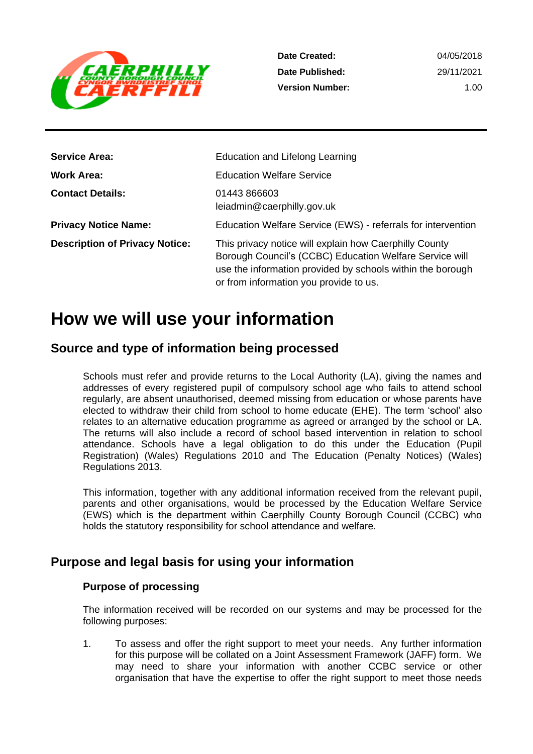| | |
|---|---|
| **Date Created:** | 04/05/2018 |
| **Date Published:** | 29/11/2021 |
| **Version Number:** | 1.00 |

| | |
|---|---|
| **Service Area:** | Education and Lifelong Learning |
| **Work Area:** | Education Welfare Service |
| **Contact Details:** | 01443 866603<br>leiadmin@caerphilly.gov.uk |
| **Privacy Notice Name:** | Education Welfare Service (EWS) - referrals for intervention |
| **Description of Privacy Notice:** | This privacy notice will explain how Caerphilly County Borough Council's (CCBC) Education Welfare Service will use the information provided by schools within the borough or from information you provide to us. |

# How we will use your information

## Source and type of information being processed

Schools must refer and provide returns to the Local Authority (LA), giving the names and addresses of every registered pupil of compulsory school age who fails to attend school regularly, are absent unauthorised, deemed missing from education or whose parents have elected to withdraw their child from school to home educate (EHE). The term 'school' also relates to an alternative education programme as agreed or arranged by the school or LA. The returns will also include a record of school based intervention in relation to school attendance. Schools have a legal obligation to do this under the Education (Pupil Registration) (Wales) Regulations 2010 and The Education (Penalty Notices) (Wales) Regulations 2013.

This information, together with any additional information received from the relevant pupil, parents and other organisations, would be processed by the Education Welfare Service (EWS) which is the department within Caerphilly County Borough Council (CCBC) who holds the statutory responsibility for school attendance and welfare.

## Purpose and legal basis for using your information

### Purpose of processing

The information received will be recorded on our systems and may be processed for the following purposes:

1. To assess and offer the right support to meet your needs. Any further information for this purpose will be collated on a Joint Assessment Framework (JAFF) form. We may need to share your information with another CCBC service or other organisation that have the expertise to offer the right support to meet those needs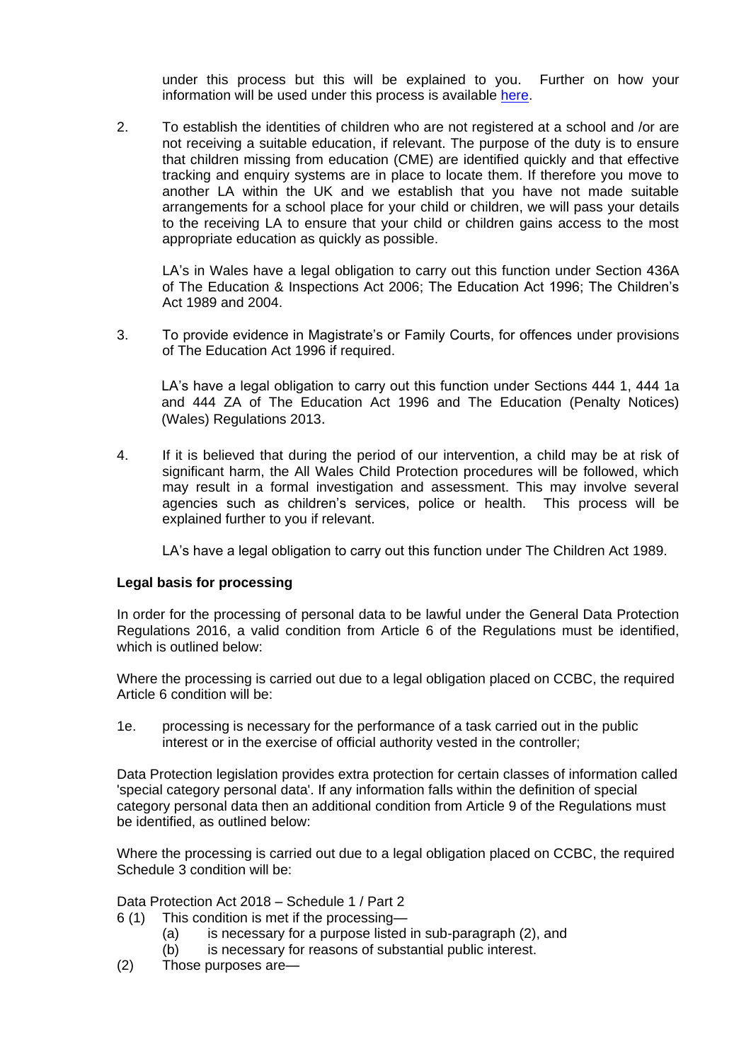under this process but this will be explained to you. Further on how your information will be used under this process is available [here](here).

2. To establish the identities of children who are not registered at a school and /or are not receiving a suitable education, if relevant. The purpose of the duty is to ensure that children missing from education (CME) are identified quickly and that effective tracking and enquiry systems are in place to locate them. If therefore you move to another LA within the UK and we establish that you have not made suitable arrangements for a school place for your child or children, we will pass your details to the receiving LA to ensure that your child or children gains access to the most appropriate education as quickly as possible.

   LA's in Wales have a legal obligation to carry out this function under Section 436A of The Education & Inspections Act 2006; The Education Act 1996; The Children's Act 1989 and 2004.

3. To provide evidence in Magistrate's or Family Courts, for offences under provisions of The Education Act 1996 if required.

   LA's have a legal obligation to carry out this function under Sections 444 1, 444 1a and 444 ZA of The Education Act 1996 and The Education (Penalty Notices) (Wales) Regulations 2013.

4. If it is believed that during the period of our intervention, a child may be at risk of significant harm, the All Wales Child Protection procedures will be followed, which may result in a formal investigation and assessment. This may involve several agencies such as children's services, police or health. This process will be explained further to you if relevant.

   LA's have a legal obligation to carry out this function under The Children Act 1989.

**Legal basis for processing**

In order for the processing of personal data to be lawful under the General Data Protection Regulations 2016, a valid condition from Article 6 of the Regulations must be identified, which is outlined below:

Where the processing is carried out due to a legal obligation placed on CCBC, the required Article 6 condition will be:

1e. processing is necessary for the performance of a task carried out in the public interest or in the exercise of official authority vested in the controller;

Data Protection legislation provides extra protection for certain classes of information called 'special category personal data'. If any information falls within the definition of special category personal data then an additional condition from Article 9 of the Regulations must be identified, as outlined below:

Where the processing is carried out due to a legal obligation placed on CCBC, the required Schedule 3 condition will be:

Data Protection Act 2018 – Schedule 1 / Part 2

6 (1) This condition is met if the processing—
  - (a) is necessary for a purpose listed in sub-paragraph (2), and
  - (b) is necessary for reasons of substantial public interest.

(2) Those purposes are—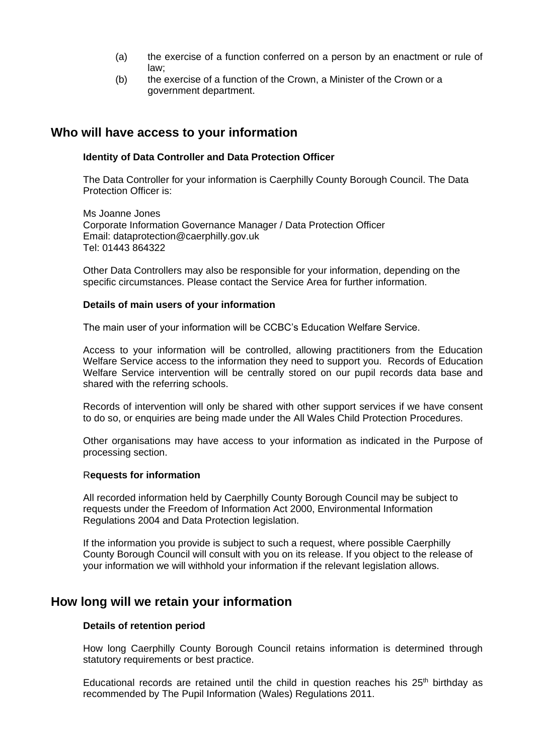(a) the exercise of a function conferred on a person by an enactment or rule of law;

(b) the exercise of a function of the Crown, a Minister of the Crown or a government department.

## Who will have access to your information

### Identity of Data Controller and Data Protection Officer

The Data Controller for your information is Caerphilly County Borough Council. The Data Protection Officer is:

Ms Joanne Jones
Corporate Information Governance Manager / Data Protection Officer
Email: dataprotection@caerphilly.gov.uk
Tel: 01443 864322

Other Data Controllers may also be responsible for your information, depending on the specific circumstances. Please contact the Service Area for further information.

### Details of main users of your information

The main user of your information will be CCBC's Education Welfare Service.

Access to your information will be controlled, allowing practitioners from the Education Welfare Service access to the information they need to support you. Records of Education Welfare Service intervention will be centrally stored on our pupil records data base and shared with the referring schools.

Records of intervention will only be shared with other support services if we have consent to do so, or enquiries are being made under the All Wales Child Protection Procedures.

Other organisations may have access to your information as indicated in the Purpose of processing section.

### Requests for information

All recorded information held by Caerphilly County Borough Council may be subject to requests under the Freedom of Information Act 2000, Environmental Information Regulations 2004 and Data Protection legislation.

If the information you provide is subject to such a request, where possible Caerphilly County Borough Council will consult with you on its release. If you object to the release of your information we will withhold your information if the relevant legislation allows.

## How long will we retain your information

### Details of retention period

How long Caerphilly County Borough Council retains information is determined through statutory requirements or best practice.

Educational records are retained until the child in question reaches his 25th birthday as recommended by The Pupil Information (Wales) Regulations 2011.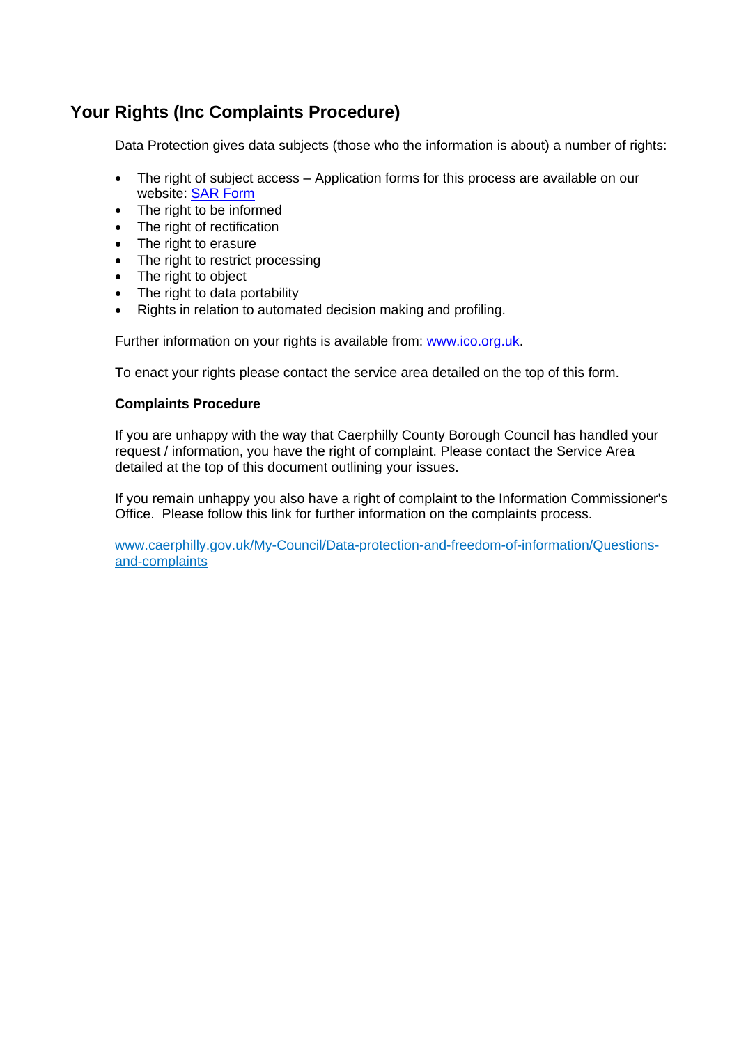## Your Rights (Inc Complaints Procedure)

Data Protection gives data subjects (those who the information is about) a number of rights:

- The right of subject access – Application forms for this process are available on our website: SAR Form
- The right to be informed
- The right of rectification
- The right to erasure
- The right to restrict processing
- The right to object
- The right to data portability
- Rights in relation to automated decision making and profiling.

Further information on your rights is available from: www.ico.org.uk.

To enact your rights please contact the service area detailed on the top of this form.

**Complaints Procedure**

If you are unhappy with the way that Caerphilly County Borough Council has handled your request / information, you have the right of complaint. Please contact the Service Area detailed at the top of this document outlining your issues.

If you remain unhappy you also have a right of complaint to the Information Commissioner's Office. Please follow this link for further information on the complaints process.

www.caerphilly.gov.uk/My-Council/Data-protection-and-freedom-of-information/Questions-and-complaints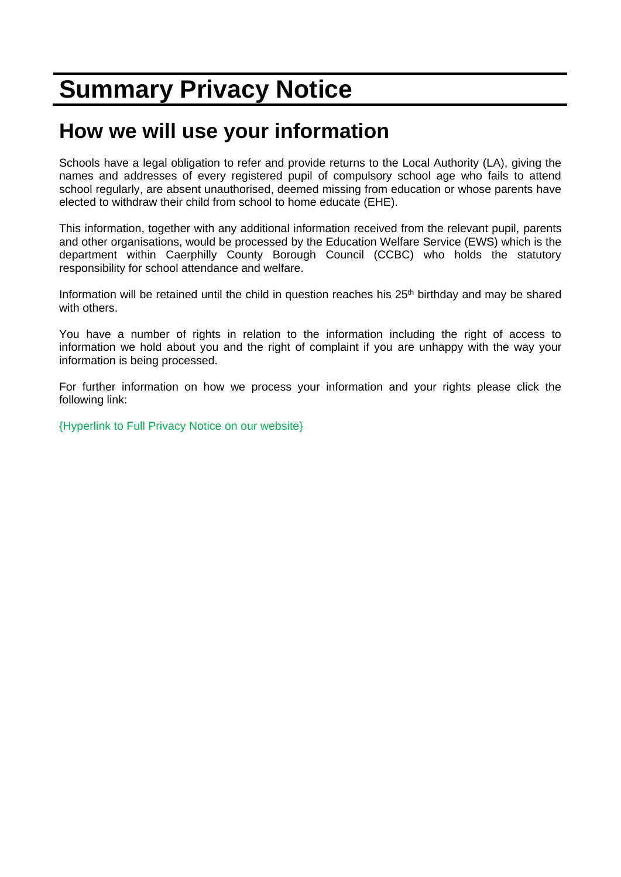# Summary Privacy Notice

## How we will use your information

Schools have a legal obligation to refer and provide returns to the Local Authority (LA), giving the names and addresses of every registered pupil of compulsory school age who fails to attend school regularly, are absent unauthorised, deemed missing from education or whose parents have elected to withdraw their child from school to home educate (EHE).

This information, together with any additional information received from the relevant pupil, parents and other organisations, would be processed by the Education Welfare Service (EWS) which is the department within Caerphilly County Borough Council (CCBC) who holds the statutory responsibility for school attendance and welfare.

Information will be retained until the child in question reaches his 25th birthday and may be shared with others.

You have a number of rights in relation to the information including the right of access to information we hold about you and the right of complaint if you are unhappy with the way your information is being processed.

For further information on how we process your information and your rights please click the following link:

{Hyperlink to Full Privacy Notice on our website}